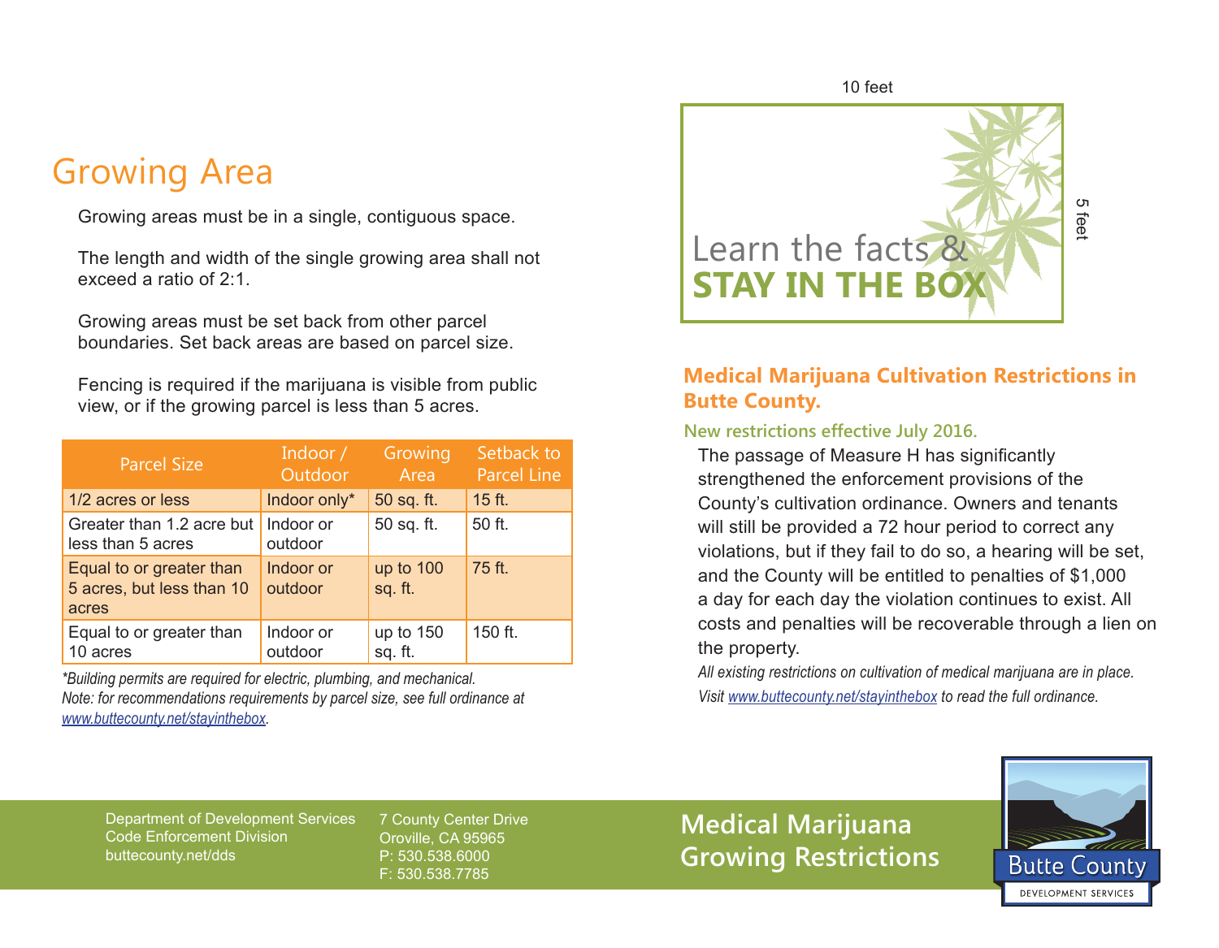## Growing Area

Growing areas must be in a single, contiguous space.

The length and width of the single growing area shall not exceed a ratio of 2:1.

Growing areas must be set back from other parcel boundaries. Set back areas are based on parcel size.

Fencing is required if the marijuana is visible from public view, or if the growing parcel is less than 5 acres.

| Parcel Size | Indoor / Outdoor | Growing Area | Setback to Parcel Line |
|---|---|---|---|
| 1/2 acres or less | Indoor only* | 50 sq. ft. | 15 ft. |
| Greater than 1.2 acre but less than 5 acres | Indoor or outdoor | 50 sq. ft. | 50 ft. |
| Equal to or greater than 5 acres, but less than 10 acres | Indoor or outdoor | up to 100 sq. ft. | 75 ft. |
| Equal to or greater than 10 acres | Indoor or outdoor | up to 150 sq. ft. | 150 ft. |

*\*Building permits are required for electric, plumbing, and mechanical.*
*Note: for recommendations requirements by parcel size, see full ordinance at [www.buttecounty.net/stayinthebox](www.buttecounty.net/stayinthebox).*

10 feet

5 feet

Learn the facts &
**STAY IN THE BOX**

## Medical Marijuana Cultivation Restrictions in Butte County.

### New restrictions effective July 2016.

The passage of Measure H has significantly strengthened the enforcement provisions of the County's cultivation ordinance. Owners and tenants will still be provided a 72 hour period to correct any violations, but if they fail to do so, a hearing will be set, and the County will be entitled to penalties of $1,000 a day for each day the violation continues to exist. All costs and penalties will be recoverable through a lien on the property.

*All existing restrictions on cultivation of medical marijuana are in place.*
*Visit [www.buttecounty.net/stayinthebox](www.buttecounty.net/stayinthebox) to read the full ordinance.*

Department of Development Services
Code Enforcement Division
buttecounty.net/dds

7 County Center Drive
Oroville, CA 95965
P: 530.538.6000
F: 530.538.7785

## Medical Marijuana Growing Restrictions

Butte County
DEVELOPMENT SERVICES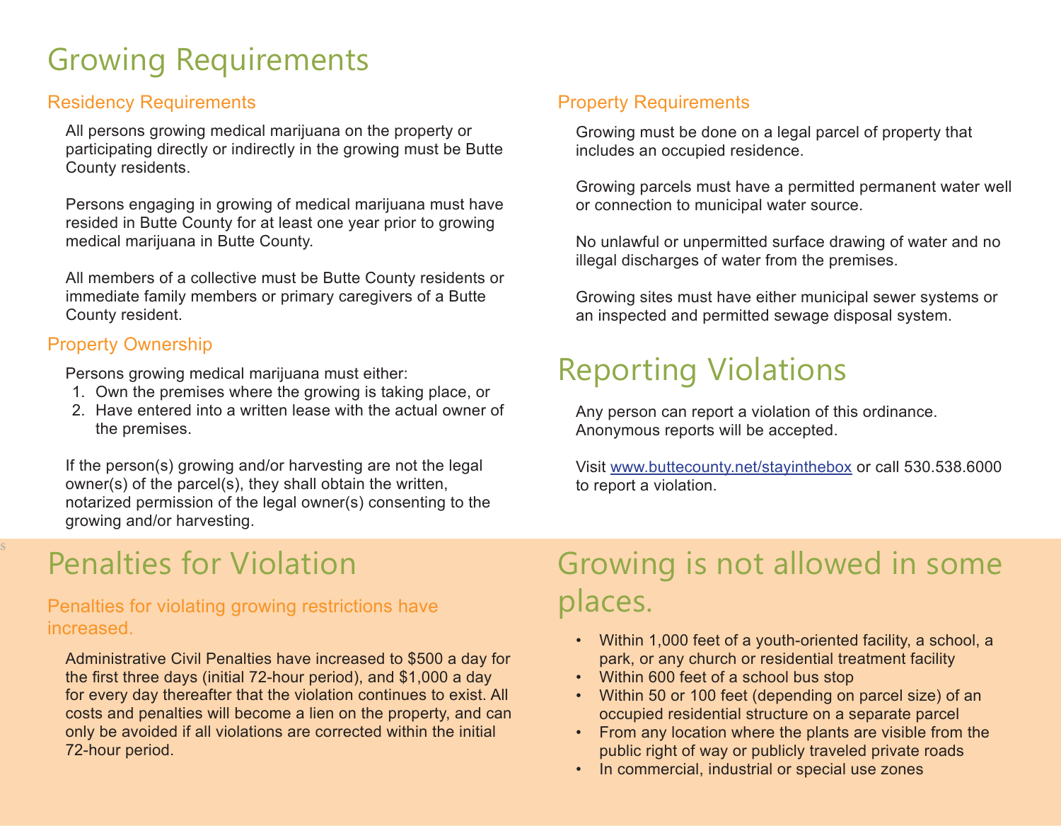# Growing Requirements

## Residency Requirements

All persons growing medical marijuana on the property or participating directly or indirectly in the growing must be Butte County residents.

Persons engaging in growing of medical marijuana must have resided in Butte County for at least one year prior to growing medical marijuana in Butte County.

All members of a collective must be Butte County residents or immediate family members or primary caregivers of a Butte County resident.

## Property Ownership

Persons growing medical marijuana must either:

1. Own the premises where the growing is taking place, or
2. Have entered into a written lease with the actual owner of the premises.

If the person(s) growing and/or harvesting are not the legal owner(s) of the parcel(s), they shall obtain the written, notarized permission of the legal owner(s) consenting to the growing and/or harvesting.

## Property Requirements

Growing must be done on a legal parcel of property that includes an occupied residence.

Growing parcels must have a permitted permanent water well or connection to municipal water source.

No unlawful or unpermitted surface drawing of water and no illegal discharges of water from the premises.

Growing sites must have either municipal sewer systems or an inspected and permitted sewage disposal system.

# Reporting Violations

Any person can report a violation of this ordinance. Anonymous reports will be accepted.

Visit [www.buttecounty.net/stayinthebox](http://www.buttecounty.net/stayinthebox) or call 530.538.6000 to report a violation.

# Penalties for Violation

## Penalties for violating growing restrictions have increased.

Administrative Civil Penalties have increased to $500 a day for the first three days (initial 72-hour period), and $1,000 a day for every day thereafter that the violation continues to exist. All costs and penalties will become a lien on the property, and can only be avoided if all violations are corrected within the initial 72-hour period.

# Growing is not allowed in some places.

- Within 1,000 feet of a youth-oriented facility, a school, a park, or any church or residential treatment facility
- Within 600 feet of a school bus stop
- Within 50 or 100 feet (depending on parcel size) of an occupied residential structure on a separate parcel
- From any location where the plants are visible from the public right of way or publicly traveled private roads
- In commercial, industrial or special use zones